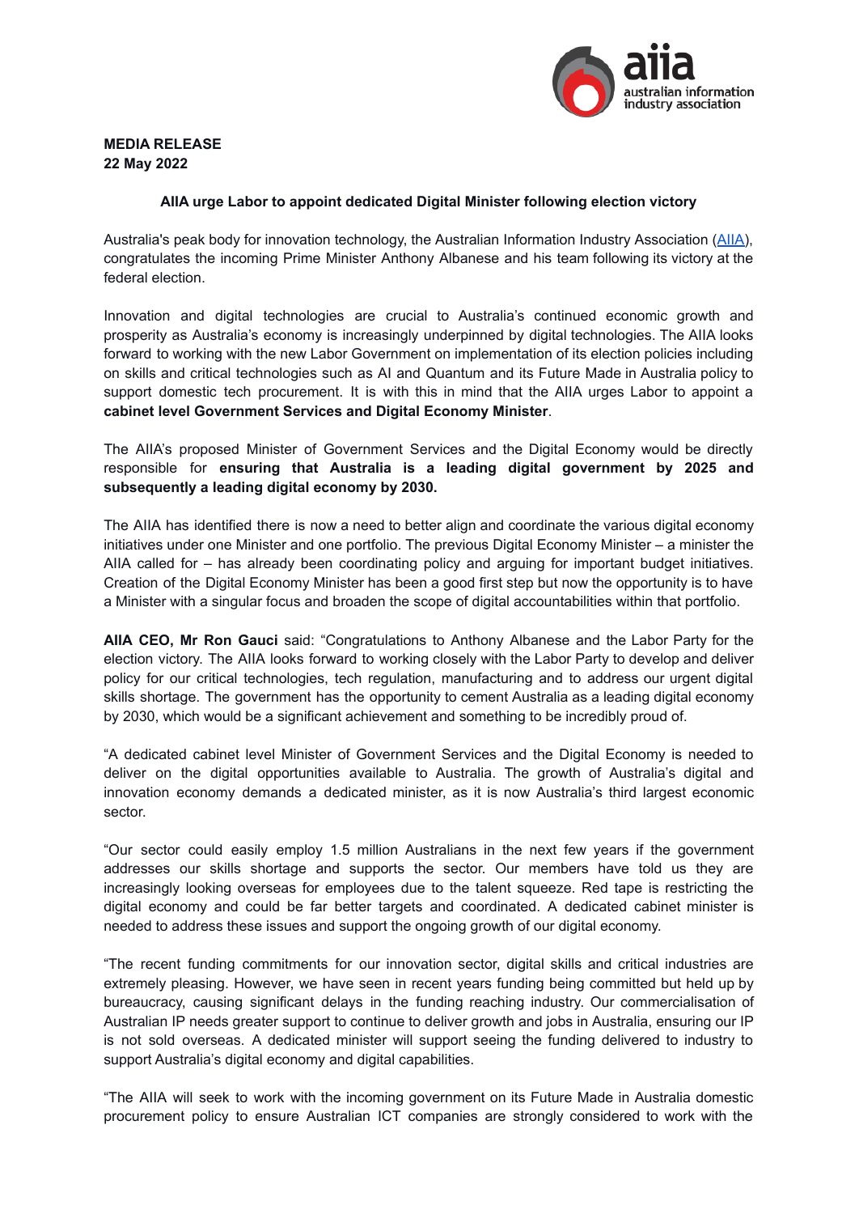**MEDIA RELEASE**
**22 May 2022**

**AIIA urge Labor to appoint dedicated Digital Minister following election victory**

Australia's peak body for innovation technology, the Australian Information Industry Association (AIIA), congratulates the incoming Prime Minister Anthony Albanese and his team following its victory at the federal election.

Innovation and digital technologies are crucial to Australia's continued economic growth and prosperity as Australia's economy is increasingly underpinned by digital technologies. The AIIA looks forward to working with the new Labor Government on implementation of its election policies including on skills and critical technologies such as AI and Quantum and its Future Made in Australia policy to support domestic tech procurement. It is with this in mind that the AIIA urges Labor to appoint a **cabinet level Government Services and Digital Economy Minister**.

The AIIA's proposed Minister of Government Services and the Digital Economy would be directly responsible for **ensuring that Australia is a leading digital government by 2025 and subsequently a leading digital economy by 2030.**

The AIIA has identified there is now a need to better align and coordinate the various digital economy initiatives under one Minister and one portfolio. The previous Digital Economy Minister – a minister the AIIA called for – has already been coordinating policy and arguing for important budget initiatives. Creation of the Digital Economy Minister has been a good first step but now the opportunity is to have a Minister with a singular focus and broaden the scope of digital accountabilities within that portfolio.

**AIIA CEO, Mr Ron Gauci** said: "Congratulations to Anthony Albanese and the Labor Party for the election victory. The AIIA looks forward to working closely with the Labor Party to develop and deliver policy for our critical technologies, tech regulation, manufacturing and to address our urgent digital skills shortage. The government has the opportunity to cement Australia as a leading digital economy by 2030, which would be a significant achievement and something to be incredibly proud of.

"A dedicated cabinet level Minister of Government Services and the Digital Economy is needed to deliver on the digital opportunities available to Australia. The growth of Australia's digital and innovation economy demands a dedicated minister, as it is now Australia's third largest economic sector.

"Our sector could easily employ 1.5 million Australians in the next few years if the government addresses our skills shortage and supports the sector. Our members have told us they are increasingly looking overseas for employees due to the talent squeeze. Red tape is restricting the digital economy and could be far better targets and coordinated. A dedicated cabinet minister is needed to address these issues and support the ongoing growth of our digital economy.

"The recent funding commitments for our innovation sector, digital skills and critical industries are extremely pleasing. However, we have seen in recent years funding being committed but held up by bureaucracy, causing significant delays in the funding reaching industry. Our commercialisation of Australian IP needs greater support to continue to deliver growth and jobs in Australia, ensuring our IP is not sold overseas. A dedicated minister will support seeing the funding delivered to industry to support Australia's digital economy and digital capabilities.

"The AIIA will seek to work with the incoming government on its Future Made in Australia domestic procurement policy to ensure Australian ICT companies are strongly considered to work with the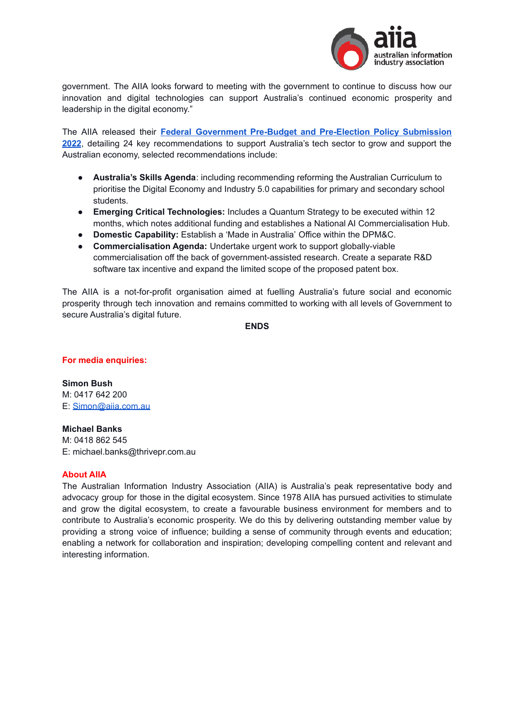government. The AIIA looks forward to meeting with the government to continue to discuss how our innovation and digital technologies can support Australia's continued economic prosperity and leadership in the digital economy."

The AIIA released their **Federal Government Pre-Budget and Pre-Election Policy Submission 2022**, detailing 24 key recommendations to support Australia's tech sector to grow and support the Australian economy, selected recommendations include:

- **Australia's Skills Agenda**: including recommending reforming the Australian Curriculum to prioritise the Digital Economy and Industry 5.0 capabilities for primary and secondary school students.
- **Emerging Critical Technologies:** Includes a Quantum Strategy to be executed within 12 months, which notes additional funding and establishes a National AI Commercialisation Hub.
- **Domestic Capability:** Establish a 'Made in Australia' Office within the DPM&C.
- **Commercialisation Agenda:** Undertake urgent work to support globally-viable commercialisation off the back of government-assisted research. Create a separate R&D software tax incentive and expand the limited scope of the proposed patent box.

The AIIA is a not-for-profit organisation aimed at fuelling Australia's future social and economic prosperity through tech innovation and remains committed to working with all levels of Government to secure Australia's digital future.

**ENDS**

**For media enquiries:**

**Simon Bush**
M: 0417 642 200
E: Simon@aiia.com.au

**Michael Banks**
M: 0418 862 545
E: michael.banks@thrivepr.com.au

**About AIIA**

The Australian Information Industry Association (AIIA) is Australia's peak representative body and advocacy group for those in the digital ecosystem. Since 1978 AIIA has pursued activities to stimulate and grow the digital ecosystem, to create a favourable business environment for members and to contribute to Australia's economic prosperity. We do this by delivering outstanding member value by providing a strong voice of influence; building a sense of community through events and education; enabling a network for collaboration and inspiration; developing compelling content and relevant and interesting information.